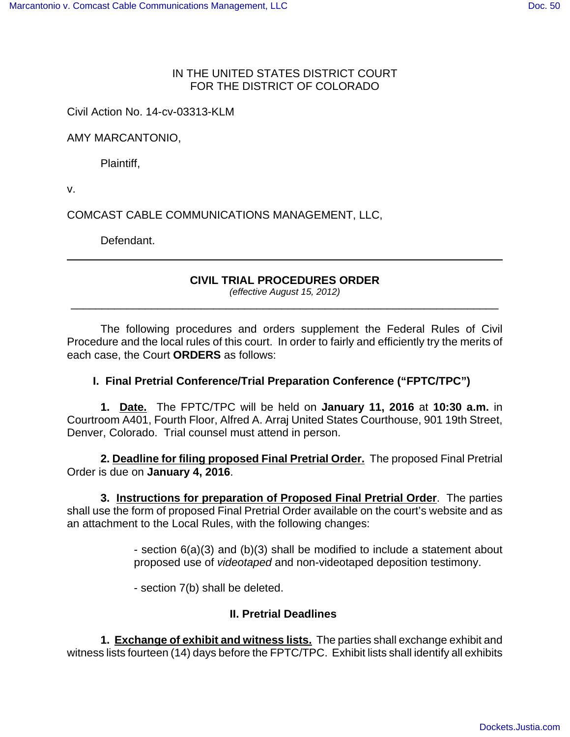IN THE UNITED STATES DISTRICT COURT
FOR THE DISTRICT OF COLORADO

Civil Action No. 14-cv-03313-KLM

AMY MARCANTONIO,

Plaintiff,

v.

COMCAST CABLE COMMUNICATIONS MANAGEMENT, LLC,

Defendant.

---

## CIVIL TRIAL PROCEDURES ORDER

*(effective August 15, 2012)*

---

The following procedures and orders supplement the Federal Rules of Civil Procedure and the local rules of this court. In order to fairly and efficiently try the merits of each case, the Court **ORDERS** as follows:

### I. Final Pretrial Conference/Trial Preparation Conference ("FPTC/TPC")

**1. Date.** The FPTC/TPC will be held on **January 11, 2016** at **10:30 a.m.** in Courtroom A401, Fourth Floor, Alfred A. Arraj United States Courthouse, 901 19th Street, Denver, Colorado. Trial counsel must attend in person.

**2. Deadline for filing proposed Final Pretrial Order.** The proposed Final Pretrial Order is due on **January 4, 2016**.

**3. Instructions for preparation of Proposed Final Pretrial Order**. The parties shall use the form of proposed Final Pretrial Order available on the court's website and as an attachment to the Local Rules, with the following changes:

- section 6(a)(3) and (b)(3) shall be modified to include a statement about proposed use of *videotaped* and non-videotaped deposition testimony.

- section 7(b) shall be deleted.

### II. Pretrial Deadlines

**1. Exchange of exhibit and witness lists.** The parties shall exchange exhibit and witness lists fourteen (14) days before the FPTC/TPC. Exhibit lists shall identify all exhibits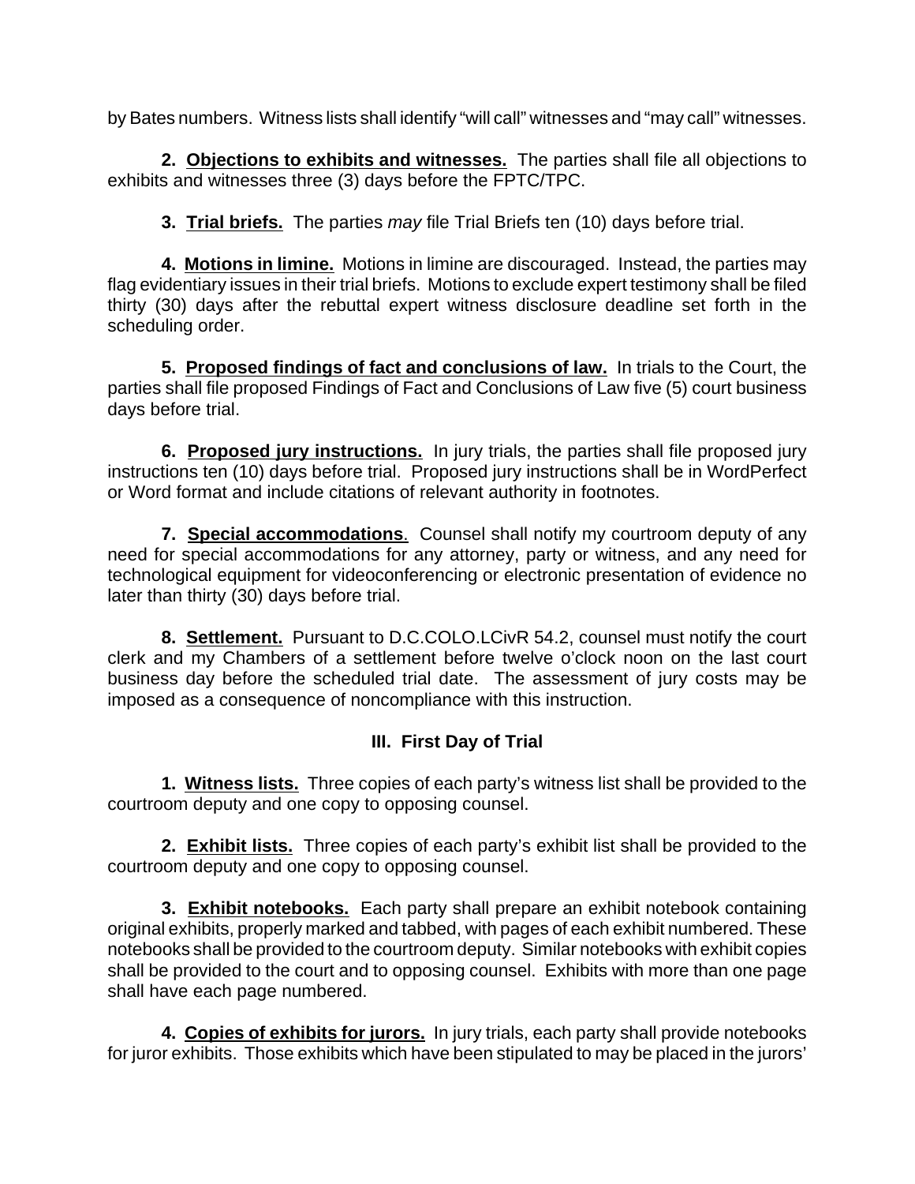by Bates numbers. Witness lists shall identify "will call" witnesses and "may call" witnesses.

**2. Objections to exhibits and witnesses.** The parties shall file all objections to exhibits and witnesses three (3) days before the FPTC/TPC.

**3. Trial briefs.** The parties *may* file Trial Briefs ten (10) days before trial.

**4. Motions in limine.** Motions in limine are discouraged. Instead, the parties may flag evidentiary issues in their trial briefs. Motions to exclude expert testimony shall be filed thirty (30) days after the rebuttal expert witness disclosure deadline set forth in the scheduling order.

**5. Proposed findings of fact and conclusions of law.** In trials to the Court, the parties shall file proposed Findings of Fact and Conclusions of Law five (5) court business days before trial.

**6. Proposed jury instructions.** In jury trials, the parties shall file proposed jury instructions ten (10) days before trial. Proposed jury instructions shall be in WordPerfect or Word format and include citations of relevant authority in footnotes.

**7. Special accommodations.** Counsel shall notify my courtroom deputy of any need for special accommodations for any attorney, party or witness, and any need for technological equipment for videoconferencing or electronic presentation of evidence no later than thirty (30) days before trial.

**8. Settlement.** Pursuant to D.C.COLO.LCivR 54.2, counsel must notify the court clerk and my Chambers of a settlement before twelve o'clock noon on the last court business day before the scheduled trial date. The assessment of jury costs may be imposed as a consequence of noncompliance with this instruction.

## III. First Day of Trial

**1. Witness lists.** Three copies of each party's witness list shall be provided to the courtroom deputy and one copy to opposing counsel.

**2. Exhibit lists.** Three copies of each party's exhibit list shall be provided to the courtroom deputy and one copy to opposing counsel.

**3. Exhibit notebooks.** Each party shall prepare an exhibit notebook containing original exhibits, properly marked and tabbed, with pages of each exhibit numbered. These notebooks shall be provided to the courtroom deputy. Similar notebooks with exhibit copies shall be provided to the court and to opposing counsel. Exhibits with more than one page shall have each page numbered.

**4. Copies of exhibits for jurors.** In jury trials, each party shall provide notebooks for juror exhibits. Those exhibits which have been stipulated to may be placed in the jurors'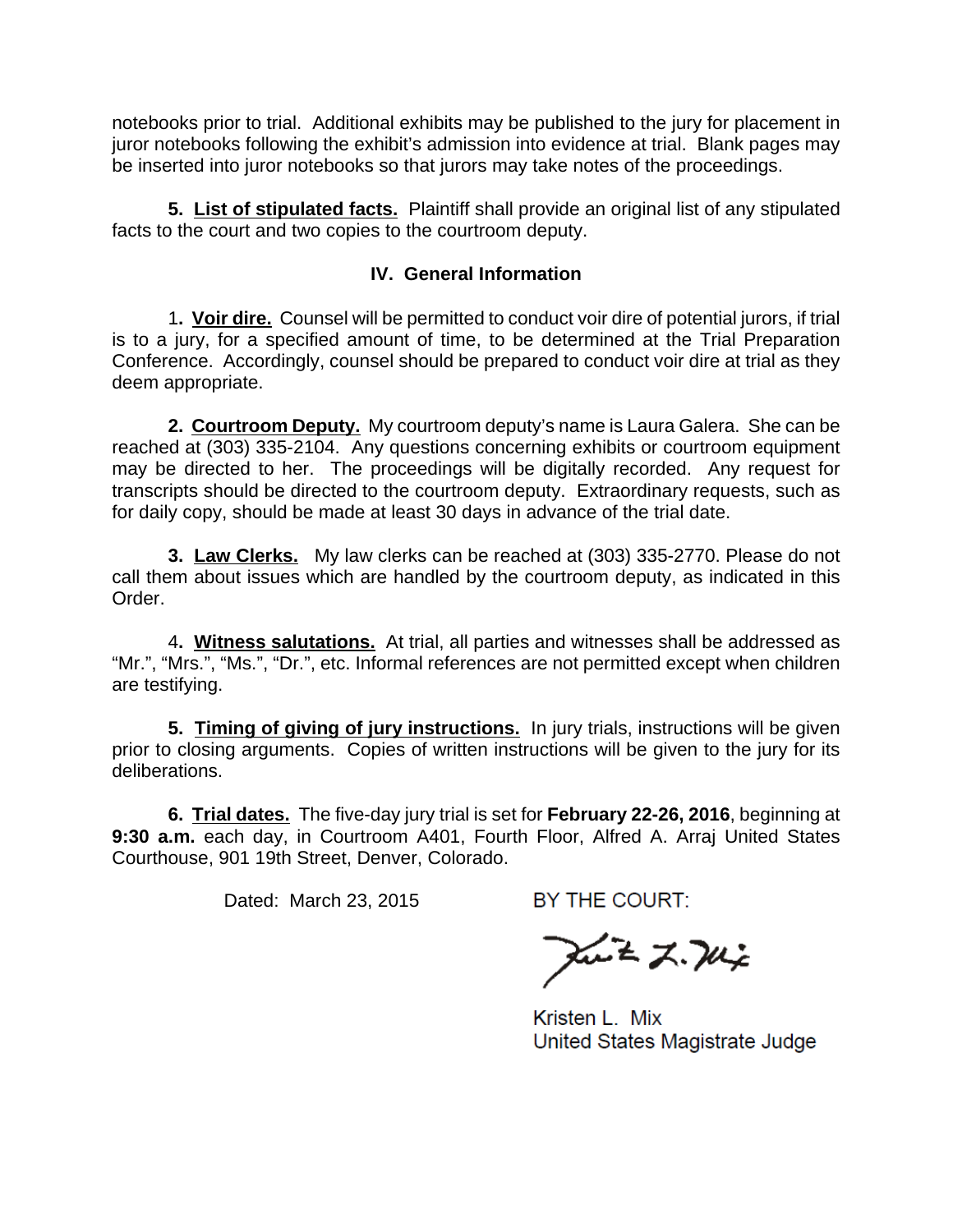notebooks prior to trial. Additional exhibits may be published to the jury for placement in juror notebooks following the exhibit's admission into evidence at trial. Blank pages may be inserted into juror notebooks so that jurors may take notes of the proceedings.

**5. List of stipulated facts.** Plaintiff shall provide an original list of any stipulated facts to the court and two copies to the courtroom deputy.

## IV. General Information

**1. Voir dire.** Counsel will be permitted to conduct voir dire of potential jurors, if trial is to a jury, for a specified amount of time, to be determined at the Trial Preparation Conference. Accordingly, counsel should be prepared to conduct voir dire at trial as they deem appropriate.

**2. Courtroom Deputy.** My courtroom deputy's name is Laura Galera. She can be reached at (303) 335-2104. Any questions concerning exhibits or courtroom equipment may be directed to her. The proceedings will be digitally recorded. Any request for transcripts should be directed to the courtroom deputy. Extraordinary requests, such as for daily copy, should be made at least 30 days in advance of the trial date.

**3. Law Clerks.** My law clerks can be reached at (303) 335-2770. Please do not call them about issues which are handled by the courtroom deputy, as indicated in this Order.

**4. Witness salutations.** At trial, all parties and witnesses shall be addressed as "Mr.", "Mrs.", "Ms.", "Dr.", etc. Informal references are not permitted except when children are testifying.

**5. Timing of giving of jury instructions.** In jury trials, instructions will be given prior to closing arguments. Copies of written instructions will be given to the jury for its deliberations.

**6. Trial dates.** The five-day jury trial is set for **February 22-26, 2016**, beginning at **9:30 a.m.** each day, in Courtroom A401, Fourth Floor, Alfred A. Arraj United States Courthouse, 901 19th Street, Denver, Colorado.

Dated: March 23, 2015

BY THE COURT:

Kristen L. Mix
United States Magistrate Judge